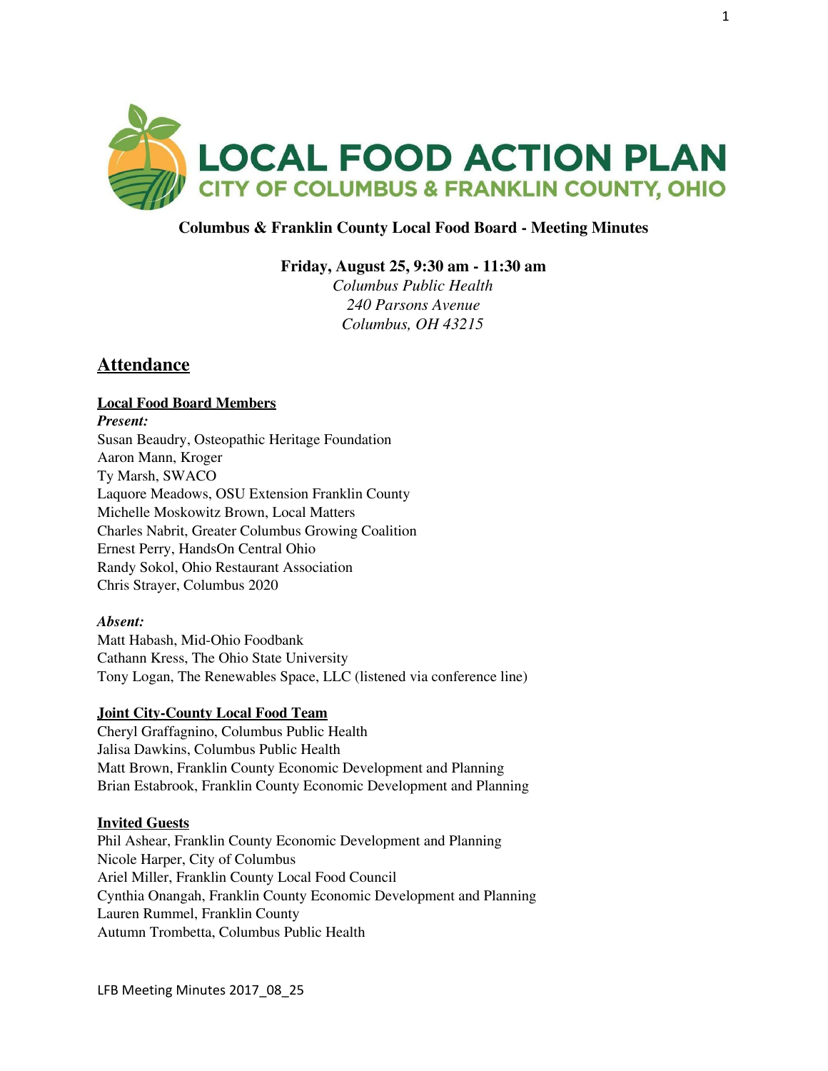**LOCAL FOOD ACTION PLAN**
**CITY OF COLUMBUS & FRANKLIN COUNTY, OHIO**

**Columbus & Franklin County Local Food Board - Meeting Minutes**

**Friday, August 25, 9:30 am - 11:30 am**
*Columbus Public Health*
*240 Parsons Avenue*
*Columbus, OH 43215*

## Attendance

### Local Food Board Members

***Present:***
Susan Beaudry, Osteopathic Heritage Foundation
Aaron Mann, Kroger
Ty Marsh, SWACO
Laquore Meadows, OSU Extension Franklin County
Michelle Moskowitz Brown, Local Matters
Charles Nabrit, Greater Columbus Growing Coalition
Ernest Perry, HandsOn Central Ohio
Randy Sokol, Ohio Restaurant Association
Chris Strayer, Columbus 2020

***Absent:***
Matt Habash, Mid-Ohio Foodbank
Cathann Kress, The Ohio State University
Tony Logan, The Renewables Space, LLC (listened via conference line)

### Joint City-County Local Food Team

Cheryl Graffagnino, Columbus Public Health
Jalisa Dawkins, Columbus Public Health
Matt Brown, Franklin County Economic Development and Planning
Brian Estabrook, Franklin County Economic Development and Planning

### Invited Guests

Phil Ashear, Franklin County Economic Development and Planning
Nicole Harper, City of Columbus
Ariel Miller, Franklin County Local Food Council
Cynthia Onangah, Franklin County Economic Development and Planning
Lauren Rummel, Franklin County
Autumn Trombetta, Columbus Public Health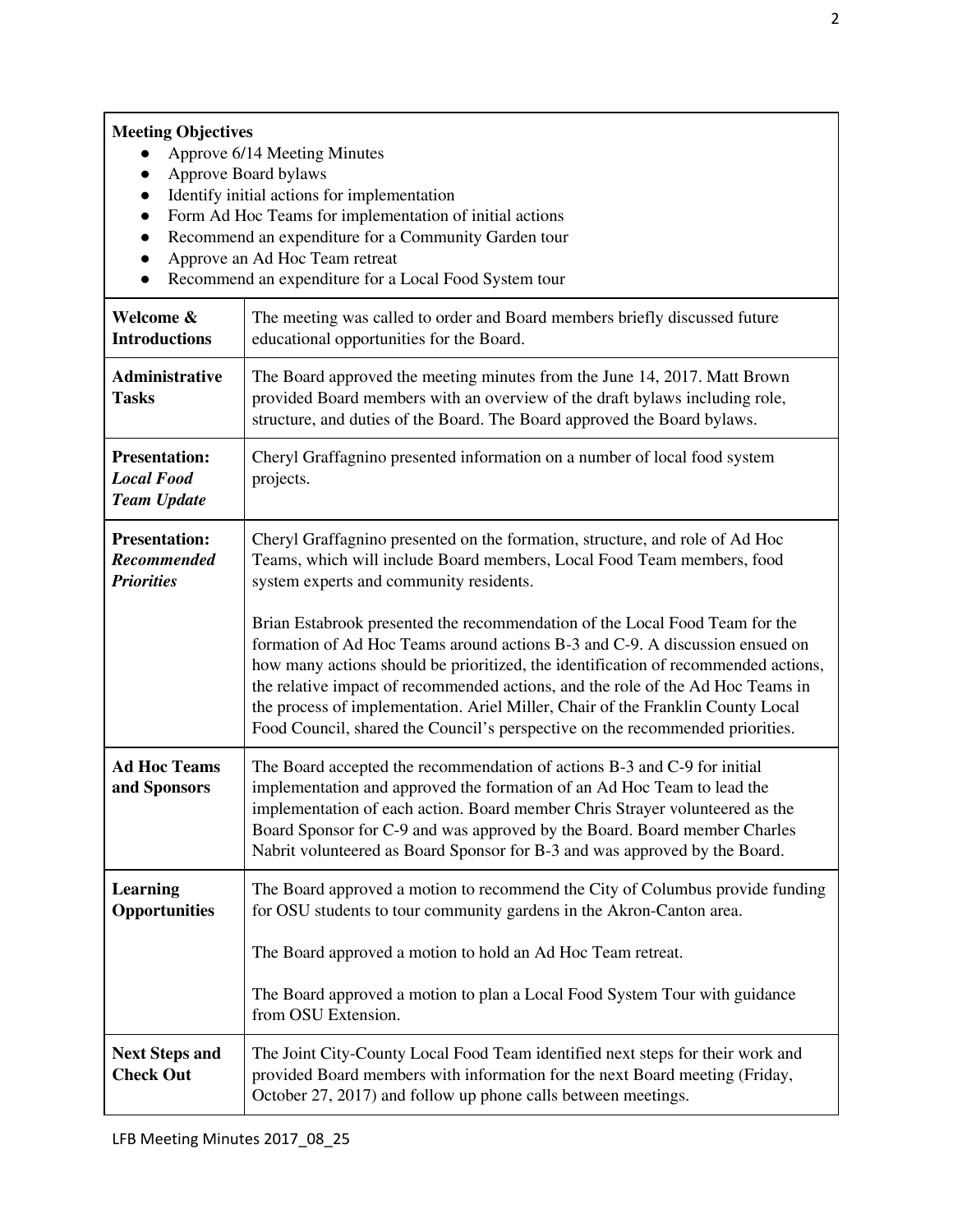**Meeting Objectives**

- Approve 6/14 Meeting Minutes
- Approve Board bylaws
- Identify initial actions for implementation
- Form Ad Hoc Teams for implementation of initial actions
- Recommend an expenditure for a Community Garden tour
- Approve an Ad Hoc Team retreat
- Recommend an expenditure for a Local Food System tour

| | |
|---|---|
| **Welcome & Introductions** | The meeting was called to order and Board members briefly discussed future educational opportunities for the Board. |
| **Administrative Tasks** | The Board approved the meeting minutes from the June 14, 2017. Matt Brown provided Board members with an overview of the draft bylaws including role, structure, and duties of the Board. The Board approved the Board bylaws. |
| **Presentation: *Local Food Team Update*** | Cheryl Graffagnino presented information on a number of local food system projects. |
| **Presentation: *Recommended Priorities*** | Cheryl Graffagnino presented on the formation, structure, and role of Ad Hoc Teams, which will include Board members, Local Food Team members, food system experts and community residents.<br><br>Brian Estabrook presented the recommendation of the Local Food Team for the formation of Ad Hoc Teams around actions B-3 and C-9. A discussion ensued on how many actions should be prioritized, the identification of recommended actions, the relative impact of recommended actions, and the role of the Ad Hoc Teams in the process of implementation. Ariel Miller, Chair of the Franklin County Local Food Council, shared the Council's perspective on the recommended priorities. |
| **Ad Hoc Teams and Sponsors** | The Board accepted the recommendation of actions B-3 and C-9 for initial implementation and approved the formation of an Ad Hoc Team to lead the implementation of each action. Board member Chris Strayer volunteered as the Board Sponsor for C-9 and was approved by the Board. Board member Charles Nabrit volunteered as Board Sponsor for B-3 and was approved by the Board. |
| **Learning Opportunities** | The Board approved a motion to recommend the City of Columbus provide funding for OSU students to tour community gardens in the Akron-Canton area.<br><br>The Board approved a motion to hold an Ad Hoc Team retreat.<br><br>The Board approved a motion to plan a Local Food System Tour with guidance from OSU Extension. |
| **Next Steps and Check Out** | The Joint City-County Local Food Team identified next steps for their work and provided Board members with information for the next Board meeting (Friday, October 27, 2017) and follow up phone calls between meetings. |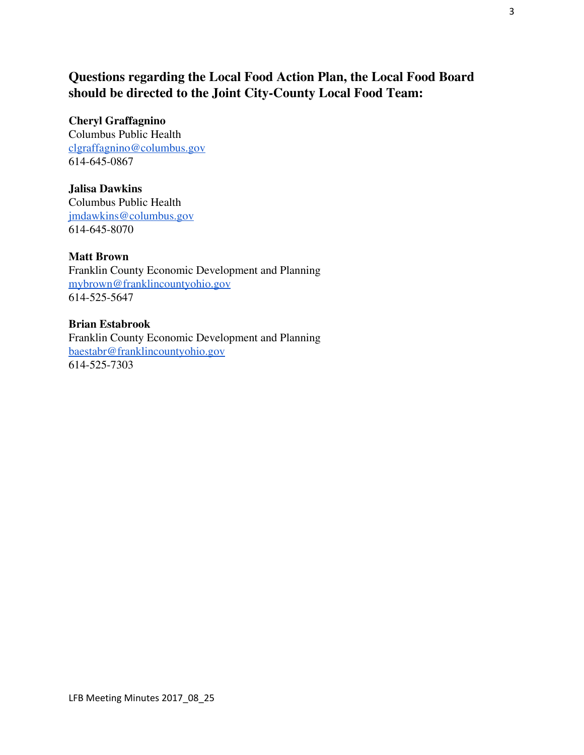## Questions regarding the Local Food Action Plan, the Local Food Board should be directed to the Joint City-County Local Food Team:

**Cheryl Graffagnino**
Columbus Public Health
clgraffagnino@columbus.gov
614-645-0867

**Jalisa Dawkins**
Columbus Public Health
jmdawkins@columbus.gov
614-645-8070

**Matt Brown**
Franklin County Economic Development and Planning
mybrown@franklincountyohio.gov
614-525-5647

**Brian Estabrook**
Franklin County Economic Development and Planning
baestabr@franklincountyohio.gov
614-525-7303